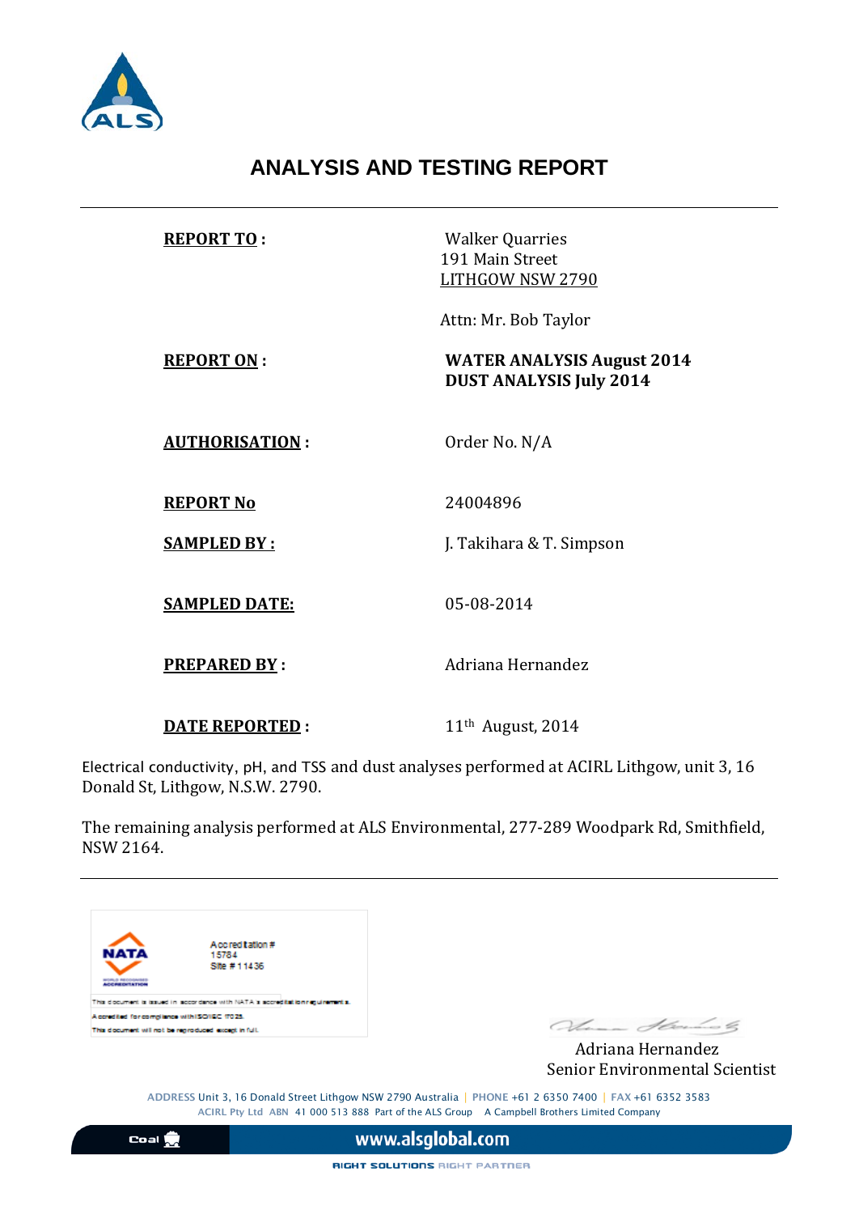# ANALYSIS AND TESTING REPORT

| | |
|---|---|
| **REPORT TO :** | Walker Quarries<br>191 Main Street<br>LITHGOW NSW 2790<br><br>Attn: Mr. Bob Taylor |
| **REPORT ON :** | **WATER ANALYSIS August 2014**<br>**DUST ANALYSIS July 2014** |
| **AUTHORISATION :** | Order No. N/A |
| **REPORT No** | 24004896 |
| **SAMPLED BY :** | J. Takihara & T. Simpson |
| **SAMPLED DATE:** | 05-08-2014 |
| **PREPARED BY :** | Adriana Hernandez |
| **DATE REPORTED :** | 11th August, 2014 |

Electrical conductivity, pH, and TSS and dust analyses performed at ACIRL Lithgow, unit 3, 16 Donald St, Lithgow, N.S.W. 2790.

The remaining analysis performed at ALS Environmental, 277-289 Woodpark Rd, Smithfield, NSW 2164.

---

NATA

Accreditation # 15784
Site # 11436

This document is issued in accordance with NATA's accreditation requirements.
Accredited for compliance with ISO/IEC 17025.
This document will not be reproduced except in full.

Adriana Hernandez
Senior Environmental Scientist

ADDRESS Unit 3, 16 Donald Street Lithgow NSW 2790 Australia | PHONE +61 2 6350 7400 | FAX +61 6352 3583
ACIRL Pty Ltd ABN 41 000 513 888 Part of the ALS Group A Campbell Brothers Limited Company

Coal www.alsglobal.com

RIGHT SOLUTIONS RIGHT PARTNER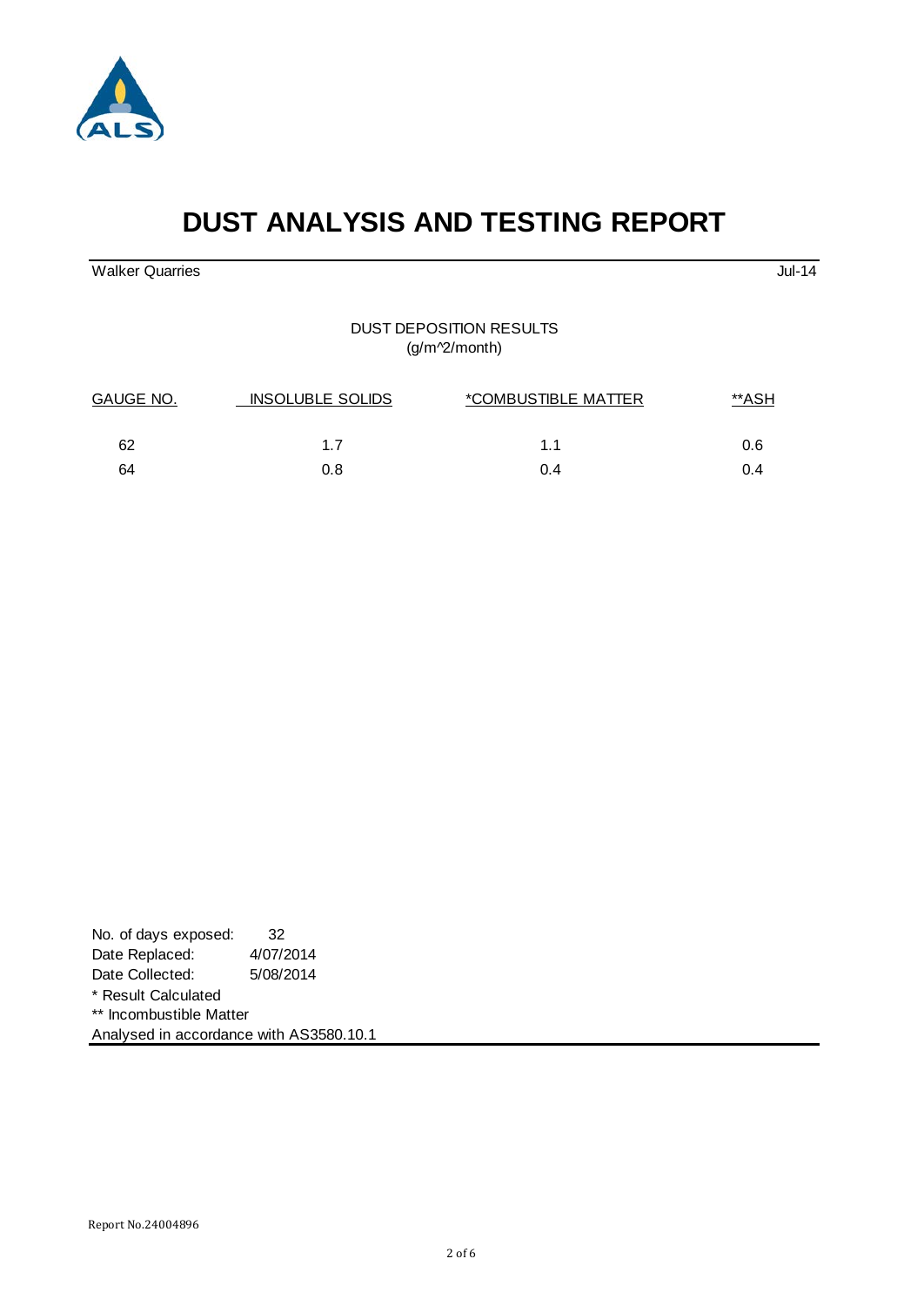# DUST ANALYSIS AND TESTING REPORT

Walker Quarries — Jul-14

DUST DEPOSITION RESULTS
(g/m^2/month)

| GAUGE NO. | INSOLUBLE SOLIDS | *COMBUSTIBLE MATTER | **ASH |
|---|---|---|---|
| 62 | 1.7 | 1.1 | 0.6 |
| 64 | 0.8 | 0.4 | 0.4 |

No. of days exposed: 32
Date Replaced: 4/07/2014
Date Collected: 5/08/2014
* Result Calculated
** Incombustible Matter
Analysed in accordance with AS3580.10.1

Report No.24004896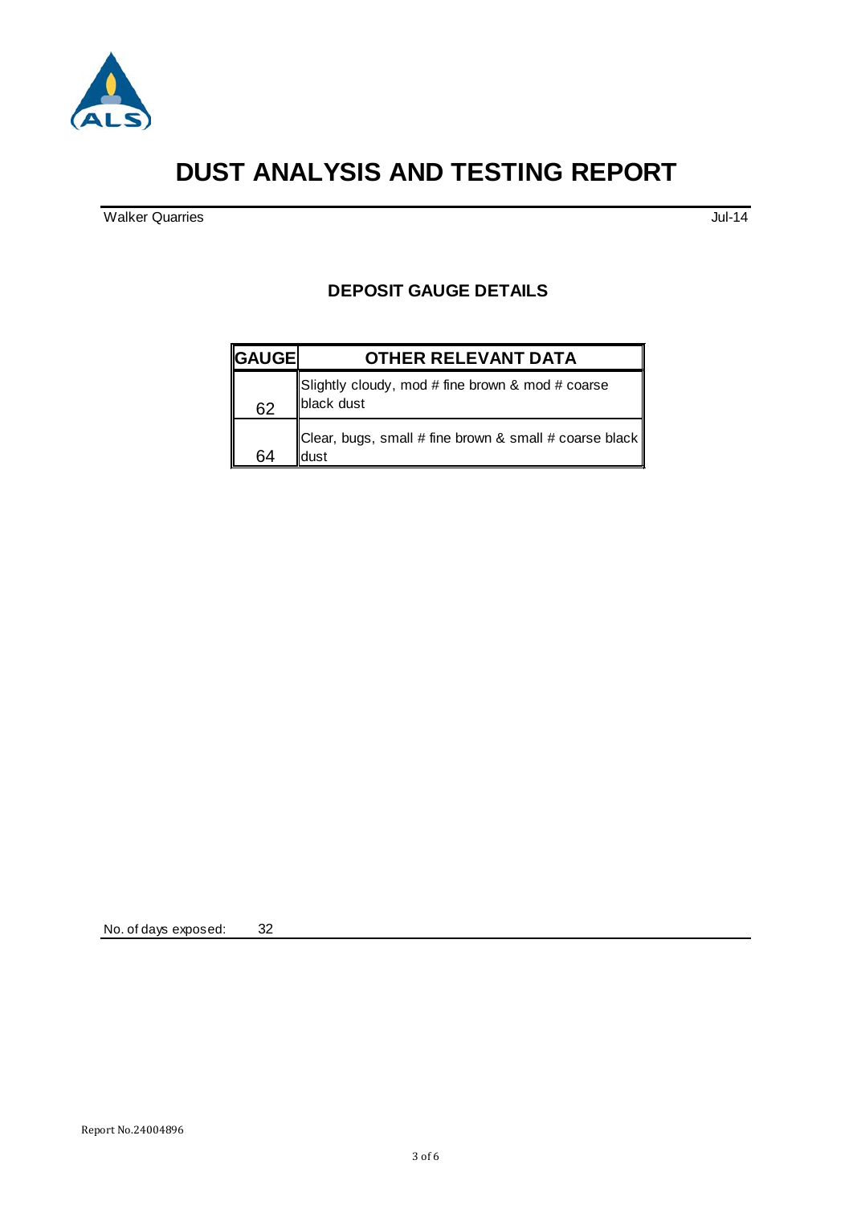# DUST ANALYSIS AND TESTING REPORT

Walker Quarries — Jul-14

## DEPOSIT GAUGE DETAILS

| GAUGE | OTHER RELEVANT DATA |
|---|---|
| 62 | Slightly cloudy, mod # fine brown & mod # coarse black dust |
| 64 | Clear, bugs, small # fine brown & small # coarse black dust |

No. of days exposed: 32

Report No.24004896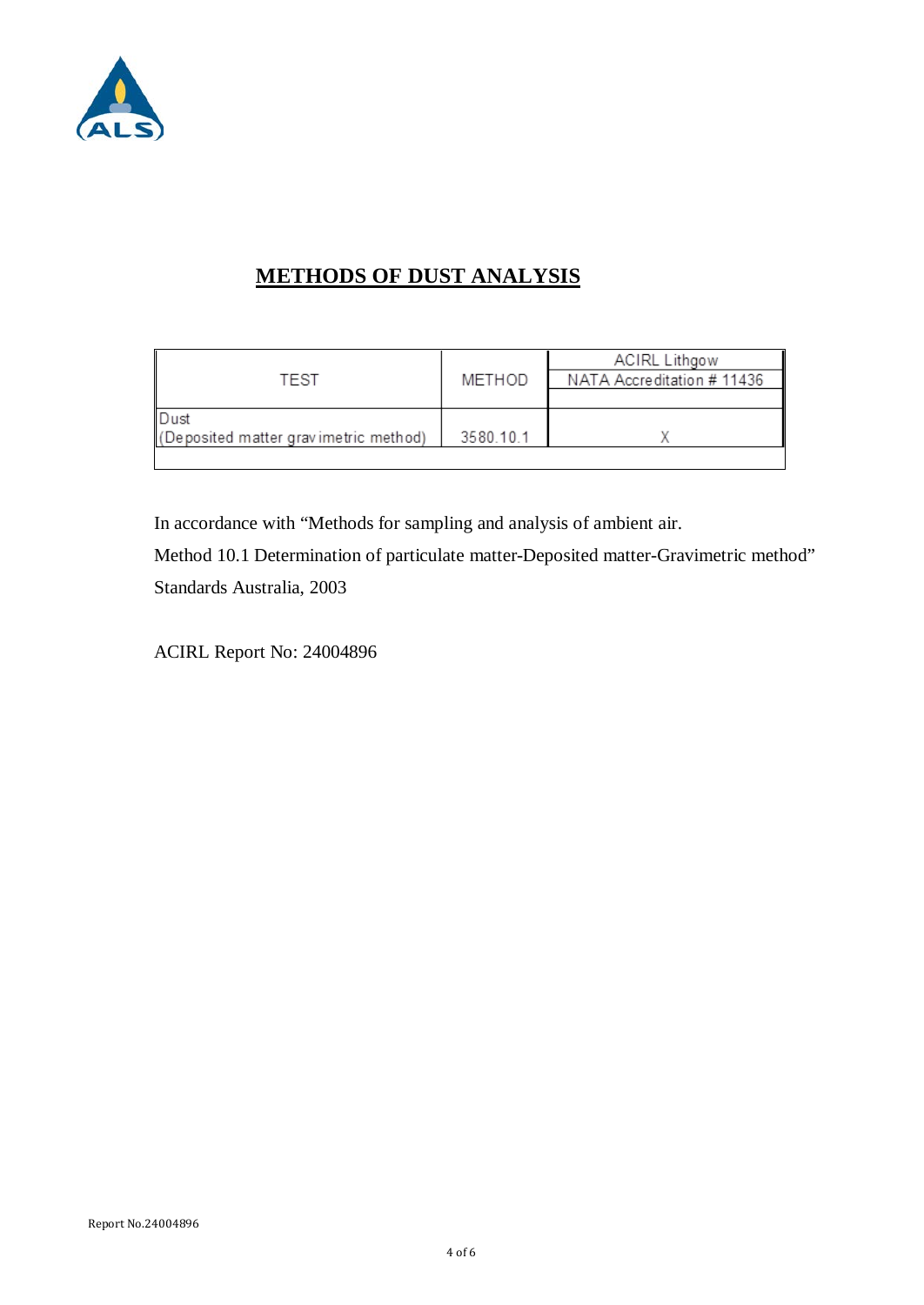# METHODS OF DUST ANALYSIS

| TEST | METHOD | ACIRL Lithgow NATA Accreditation # 11436 |
|---|---|---|
| Dust (Deposited matter gravimetric method) | 3580.10.1 | X |

In accordance with "Methods for sampling and analysis of ambient air.

Method 10.1 Determination of particulate matter-Deposited matter-Gravimetric method"

Standards Australia, 2003

ACIRL Report No: 24004896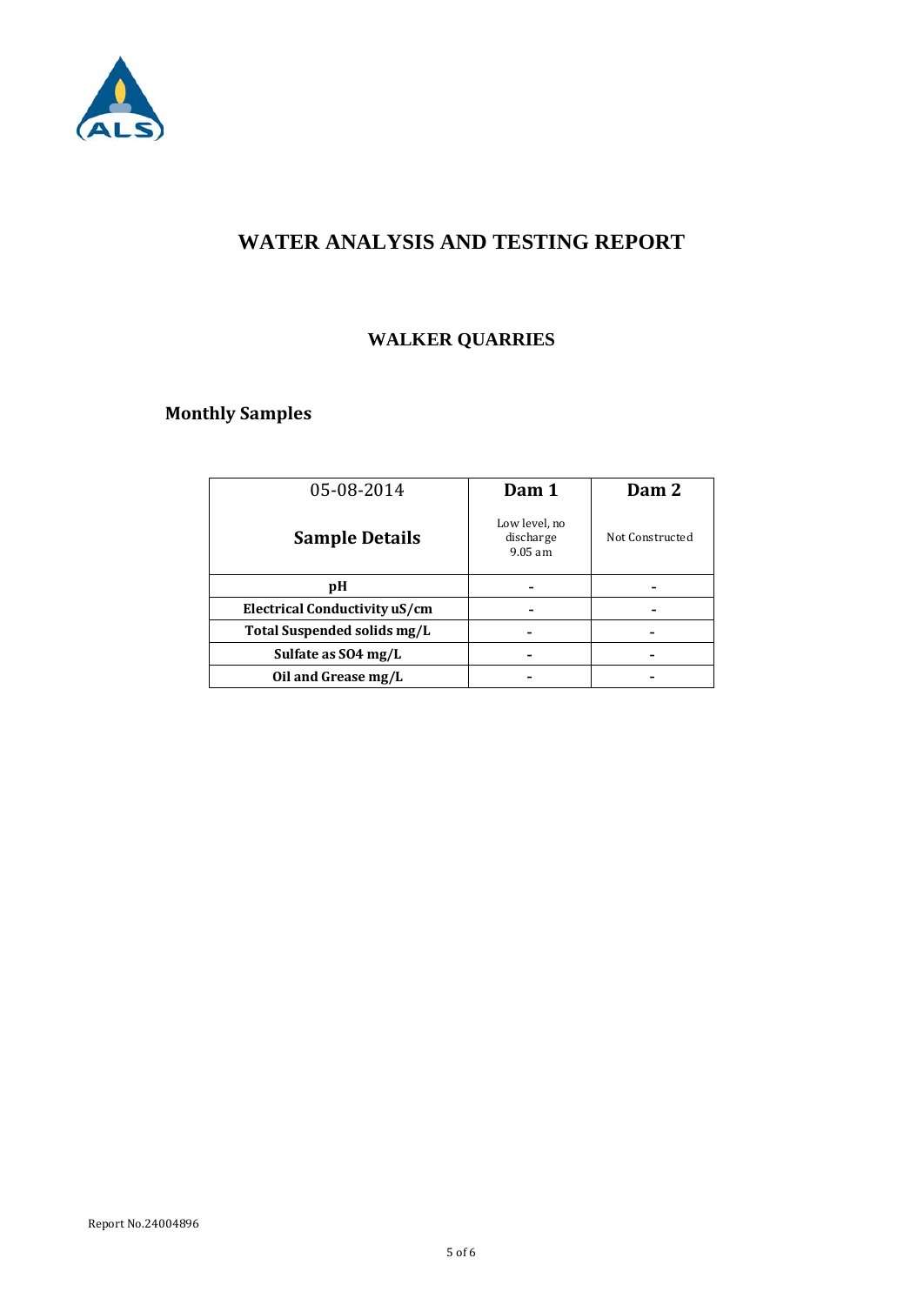# WATER ANALYSIS AND TESTING REPORT

## WALKER QUARRIES

### Monthly Samples

| 05-08-2014<br>**Sample Details** | **Dam 1**<br>Low level, no discharge 9.05 am | **Dam 2**<br>Not Constructed |
|---|---|---|
| **pH** | - | - |
| **Electrical Conductivity uS/cm** | - | - |
| **Total Suspended solids mg/L** | - | - |
| **Sulfate as SO4 mg/L** | - | - |
| **Oil and Grease mg/L** | - | - |

Report No.24004896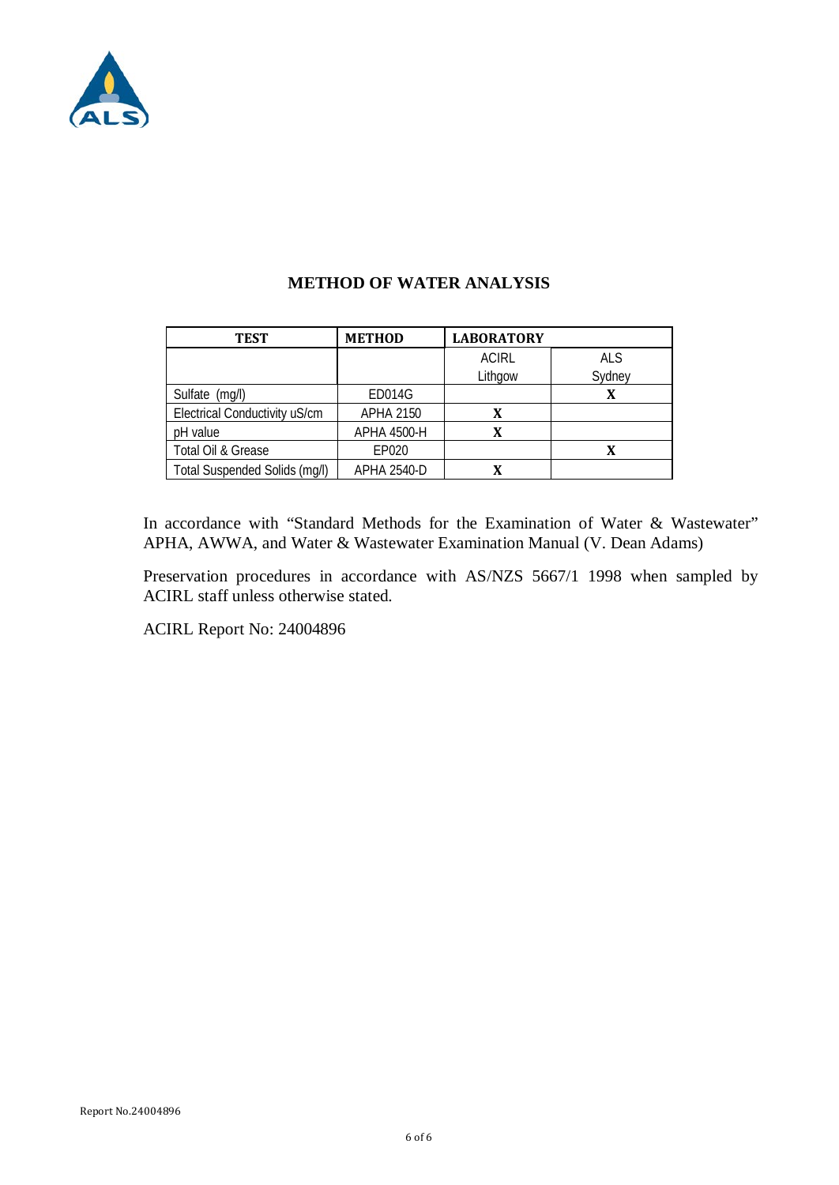# METHOD OF WATER ANALYSIS

| TEST | METHOD | LABORATORY | |
|---|---|---|---|
| | | ACIRL Lithgow | ALS Sydney |
| Sulfate (mg/l) | ED014G | | X |
| Electrical Conductivity uS/cm | APHA 2150 | X | |
| pH value | APHA 4500-H | X | |
| Total Oil & Grease | EP020 | | X |
| Total Suspended Solids (mg/l) | APHA 2540-D | X | |

In accordance with "Standard Methods for the Examination of Water & Wastewater" APHA, AWWA, and Water & Wastewater Examination Manual (V. Dean Adams)

Preservation procedures in accordance with AS/NZS 5667/1 1998 when sampled by ACIRL staff unless otherwise stated.

ACIRL Report No: 24004896